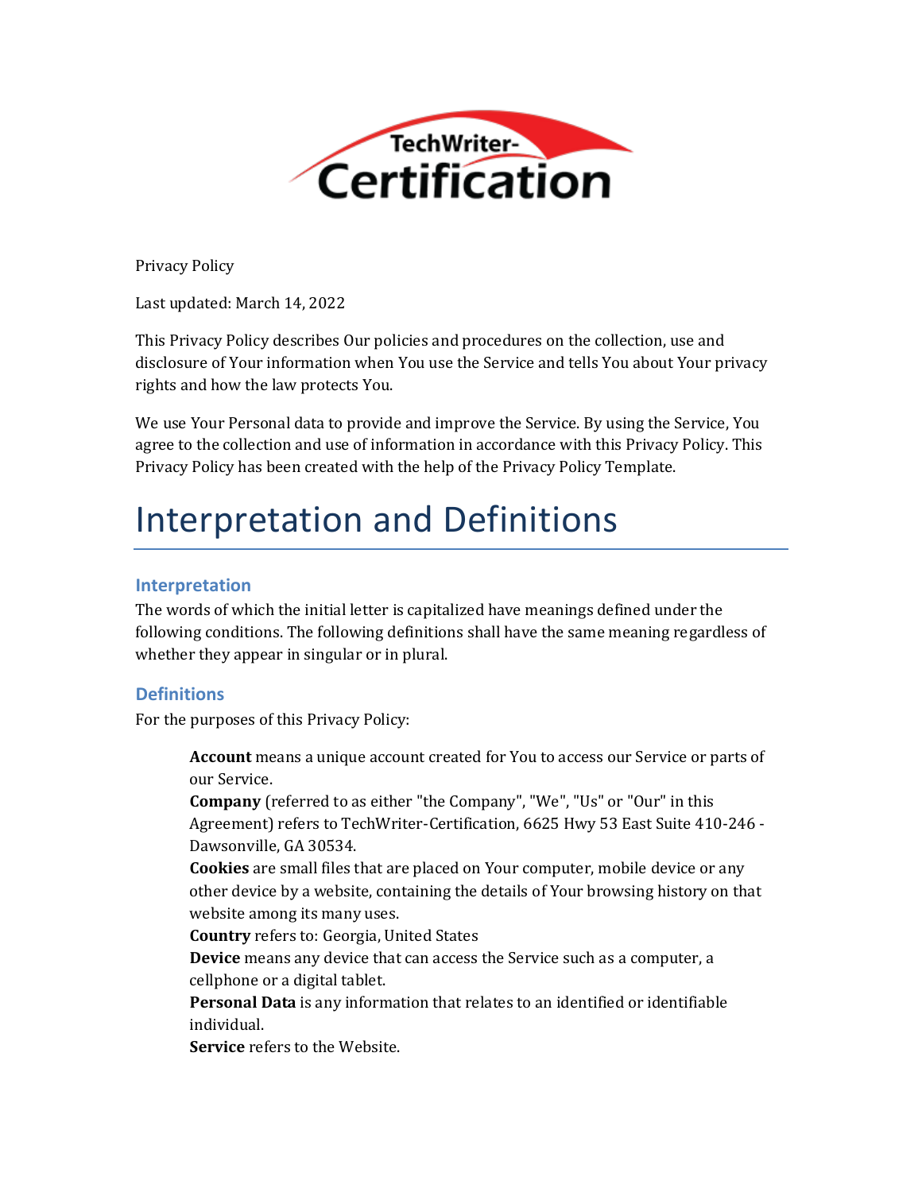Privacy Policy

Last updated: March 14, 2022

This Privacy Policy describes Our policies and procedures on the collection, use and disclosure of Your information when You use the Service and tells You about Your privacy rights and how the law protects You.

We use Your Personal data to provide and improve the Service. By using the Service, You agree to the collection and use of information in accordance with this Privacy Policy. This Privacy Policy has been created with the help of the Privacy Policy Template.

# Interpretation and Definitions

## Interpretation

The words of which the initial letter is capitalized have meanings defined under the following conditions. The following definitions shall have the same meaning regardless of whether they appear in singular or in plural.

## Definitions

For the purposes of this Privacy Policy:

**Account** means a unique account created for You to access our Service or parts of our Service.

**Company** (referred to as either "the Company", "We", "Us" or "Our" in this Agreement) refers to TechWriter-Certification, 6625 Hwy 53 East Suite 410-246 - Dawsonville, GA 30534.

**Cookies** are small files that are placed on Your computer, mobile device or any other device by a website, containing the details of Your browsing history on that website among its many uses.

**Country** refers to: Georgia, United States

**Device** means any device that can access the Service such as a computer, a cellphone or a digital tablet.

**Personal Data** is any information that relates to an identified or identifiable individual.

**Service** refers to the Website.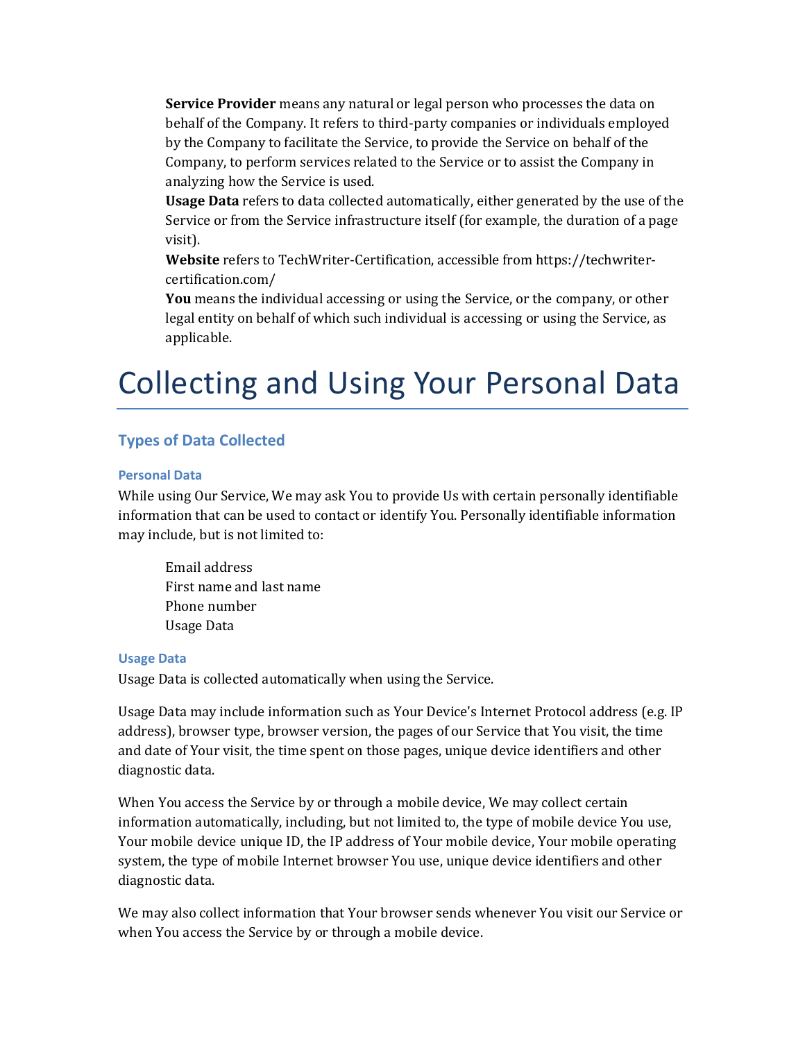**Service Provider** means any natural or legal person who processes the data on behalf of the Company. It refers to third-party companies or individuals employed by the Company to facilitate the Service, to provide the Service on behalf of the Company, to perform services related to the Service or to assist the Company in analyzing how the Service is used.

**Usage Data** refers to data collected automatically, either generated by the use of the Service or from the Service infrastructure itself (for example, the duration of a page visit).

**Website** refers to TechWriter-Certification, accessible from https://techwriter-certification.com/

**You** means the individual accessing or using the Service, or the company, or other legal entity on behalf of which such individual is accessing or using the Service, as applicable.

# Collecting and Using Your Personal Data

## Types of Data Collected

### Personal Data

While using Our Service, We may ask You to provide Us with certain personally identifiable information that can be used to contact or identify You. Personally identifiable information may include, but is not limited to:

- Email address
- First name and last name
- Phone number
- Usage Data

### Usage Data

Usage Data is collected automatically when using the Service.

Usage Data may include information such as Your Device's Internet Protocol address (e.g. IP address), browser type, browser version, the pages of our Service that You visit, the time and date of Your visit, the time spent on those pages, unique device identifiers and other diagnostic data.

When You access the Service by or through a mobile device, We may collect certain information automatically, including, but not limited to, the type of mobile device You use, Your mobile device unique ID, the IP address of Your mobile device, Your mobile operating system, the type of mobile Internet browser You use, unique device identifiers and other diagnostic data.

We may also collect information that Your browser sends whenever You visit our Service or when You access the Service by or through a mobile device.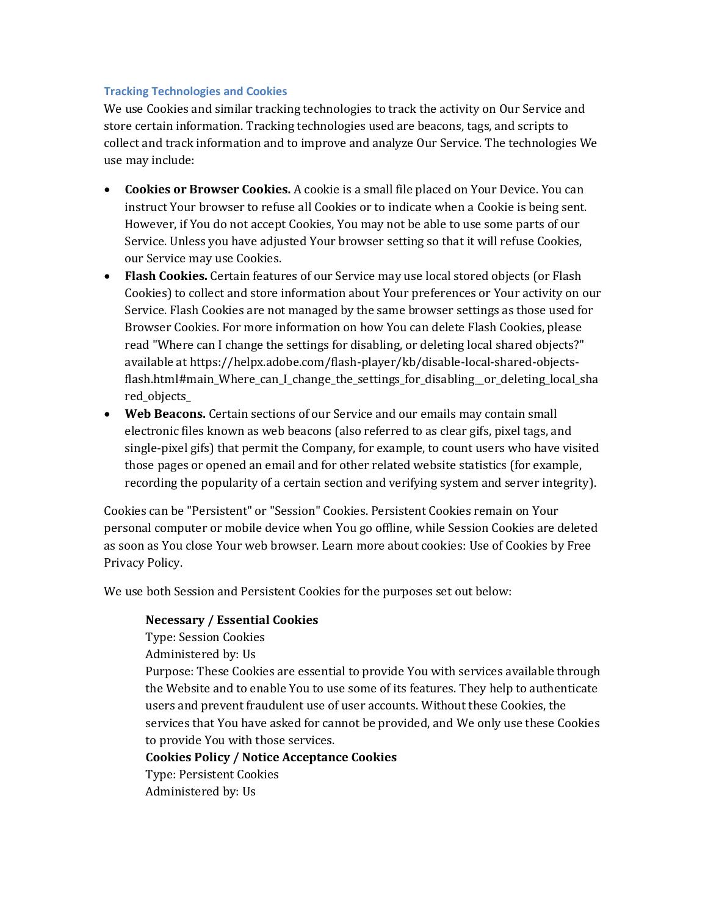### Tracking Technologies and Cookies

We use Cookies and similar tracking technologies to track the activity on Our Service and store certain information. Tracking technologies used are beacons, tags, and scripts to collect and track information and to improve and analyze Our Service. The technologies We use may include:

- **Cookies or Browser Cookies.** A cookie is a small file placed on Your Device. You can instruct Your browser to refuse all Cookies or to indicate when a Cookie is being sent. However, if You do not accept Cookies, You may not be able to use some parts of our Service. Unless you have adjusted Your browser setting so that it will refuse Cookies, our Service may use Cookies.
- **Flash Cookies.** Certain features of our Service may use local stored objects (or Flash Cookies) to collect and store information about Your preferences or Your activity on our Service. Flash Cookies are not managed by the same browser settings as those used for Browser Cookies. For more information on how You can delete Flash Cookies, please read "Where can I change the settings for disabling, or deleting local shared objects?" available at https://helpx.adobe.com/flash-player/kb/disable-local-shared-objects-flash.html#main_Where_can_I_change_the_settings_for_disabling__or_deleting_local_shared_objects_
- **Web Beacons.** Certain sections of our Service and our emails may contain small electronic files known as web beacons (also referred to as clear gifs, pixel tags, and single-pixel gifs) that permit the Company, for example, to count users who have visited those pages or opened an email and for other related website statistics (for example, recording the popularity of a certain section and verifying system and server integrity).

Cookies can be "Persistent" or "Session" Cookies. Persistent Cookies remain on Your personal computer or mobile device when You go offline, while Session Cookies are deleted as soon as You close Your web browser. Learn more about cookies: Use of Cookies by Free Privacy Policy.

We use both Session and Persistent Cookies for the purposes set out below:

> **Necessary / Essential Cookies**
> Type: Session Cookies
> Administered by: Us
> Purpose: These Cookies are essential to provide You with services available through the Website and to enable You to use some of its features. They help to authenticate users and prevent fraudulent use of user accounts. Without these Cookies, the services that You have asked for cannot be provided, and We only use these Cookies to provide You with those services.
>
> **Cookies Policy / Notice Acceptance Cookies**
> Type: Persistent Cookies
> Administered by: Us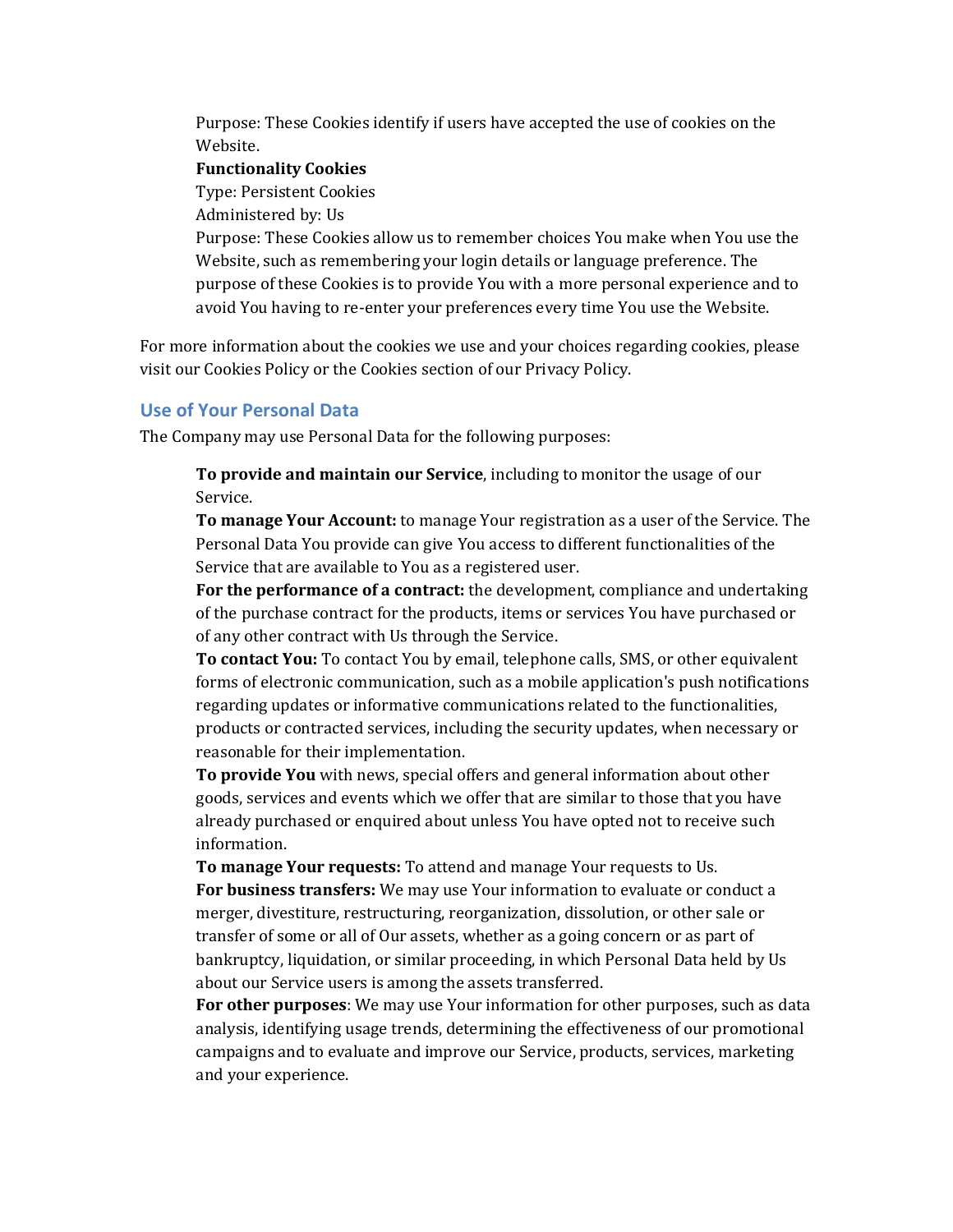Purpose: These Cookies identify if users have accepted the use of cookies on the Website.

**Functionality Cookies**

Type: Persistent Cookies

Administered by: Us

Purpose: These Cookies allow us to remember choices You make when You use the Website, such as remembering your login details or language preference. The purpose of these Cookies is to provide You with a more personal experience and to avoid You having to re-enter your preferences every time You use the Website.

For more information about the cookies we use and your choices regarding cookies, please visit our Cookies Policy or the Cookies section of our Privacy Policy.

### Use of Your Personal Data

The Company may use Personal Data for the following purposes:

**To provide and maintain our Service**, including to monitor the usage of our Service.

**To manage Your Account:** to manage Your registration as a user of the Service. The Personal Data You provide can give You access to different functionalities of the Service that are available to You as a registered user.

**For the performance of a contract:** the development, compliance and undertaking of the purchase contract for the products, items or services You have purchased or of any other contract with Us through the Service.

**To contact You:** To contact You by email, telephone calls, SMS, or other equivalent forms of electronic communication, such as a mobile application's push notifications regarding updates or informative communications related to the functionalities, products or contracted services, including the security updates, when necessary or reasonable for their implementation.

**To provide You** with news, special offers and general information about other goods, services and events which we offer that are similar to those that you have already purchased or enquired about unless You have opted not to receive such information.

**To manage Your requests:** To attend and manage Your requests to Us.

**For business transfers:** We may use Your information to evaluate or conduct a merger, divestiture, restructuring, reorganization, dissolution, or other sale or transfer of some or all of Our assets, whether as a going concern or as part of bankruptcy, liquidation, or similar proceeding, in which Personal Data held by Us about our Service users is among the assets transferred.

**For other purposes**: We may use Your information for other purposes, such as data analysis, identifying usage trends, determining the effectiveness of our promotional campaigns and to evaluate and improve our Service, products, services, marketing and your experience.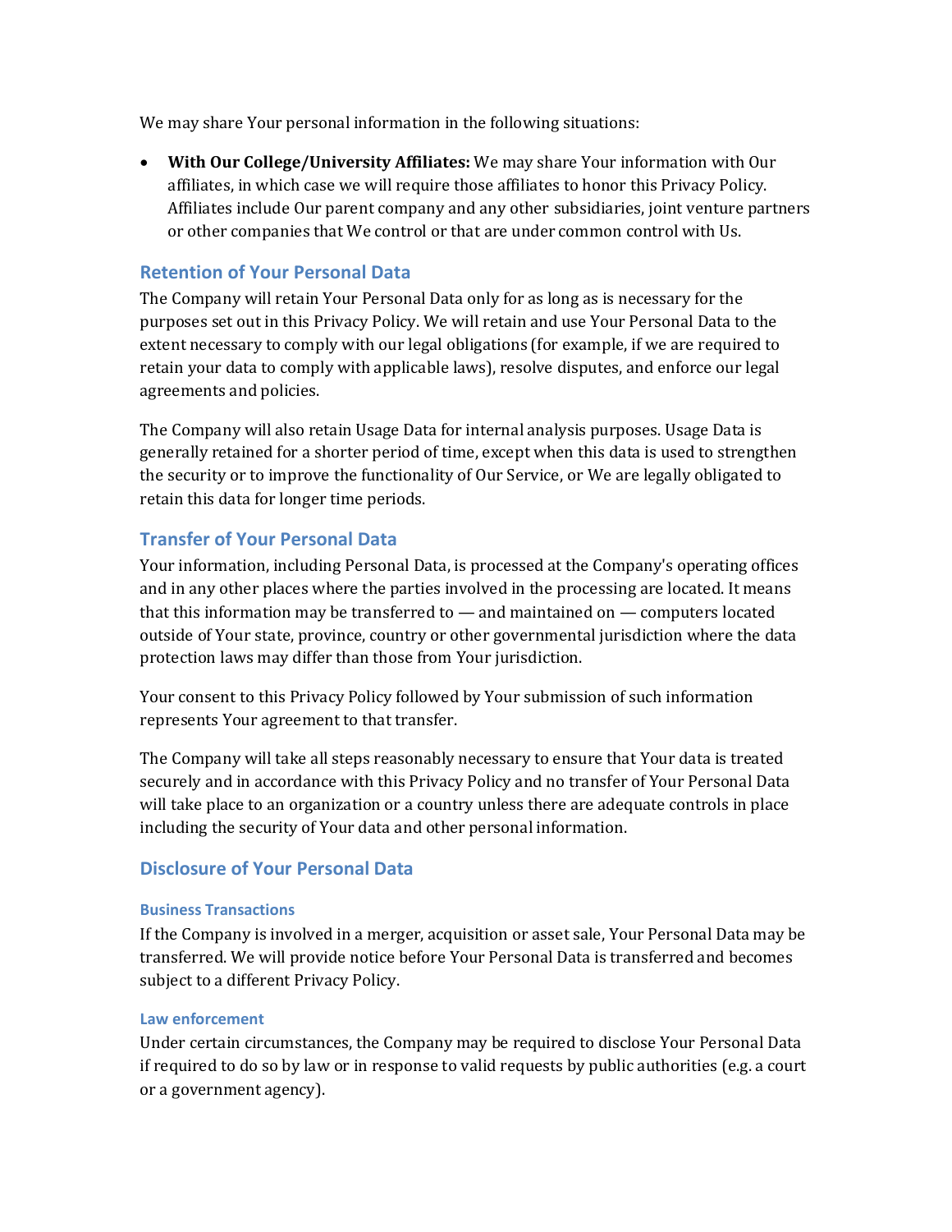We may share Your personal information in the following situations:

- **With Our College/University Affiliates:** We may share Your information with Our affiliates, in which case we will require those affiliates to honor this Privacy Policy. Affiliates include Our parent company and any other subsidiaries, joint venture partners or other companies that We control or that are under common control with Us.

## Retention of Your Personal Data

The Company will retain Your Personal Data only for as long as is necessary for the purposes set out in this Privacy Policy. We will retain and use Your Personal Data to the extent necessary to comply with our legal obligations (for example, if we are required to retain your data to comply with applicable laws), resolve disputes, and enforce our legal agreements and policies.

The Company will also retain Usage Data for internal analysis purposes. Usage Data is generally retained for a shorter period of time, except when this data is used to strengthen the security or to improve the functionality of Our Service, or We are legally obligated to retain this data for longer time periods.

## Transfer of Your Personal Data

Your information, including Personal Data, is processed at the Company's operating offices and in any other places where the parties involved in the processing are located. It means that this information may be transferred to — and maintained on — computers located outside of Your state, province, country or other governmental jurisdiction where the data protection laws may differ than those from Your jurisdiction.

Your consent to this Privacy Policy followed by Your submission of such information represents Your agreement to that transfer.

The Company will take all steps reasonably necessary to ensure that Your data is treated securely and in accordance with this Privacy Policy and no transfer of Your Personal Data will take place to an organization or a country unless there are adequate controls in place including the security of Your data and other personal information.

## Disclosure of Your Personal Data

### Business Transactions

If the Company is involved in a merger, acquisition or asset sale, Your Personal Data may be transferred. We will provide notice before Your Personal Data is transferred and becomes subject to a different Privacy Policy.

### Law enforcement

Under certain circumstances, the Company may be required to disclose Your Personal Data if required to do so by law or in response to valid requests by public authorities (e.g. a court or a government agency).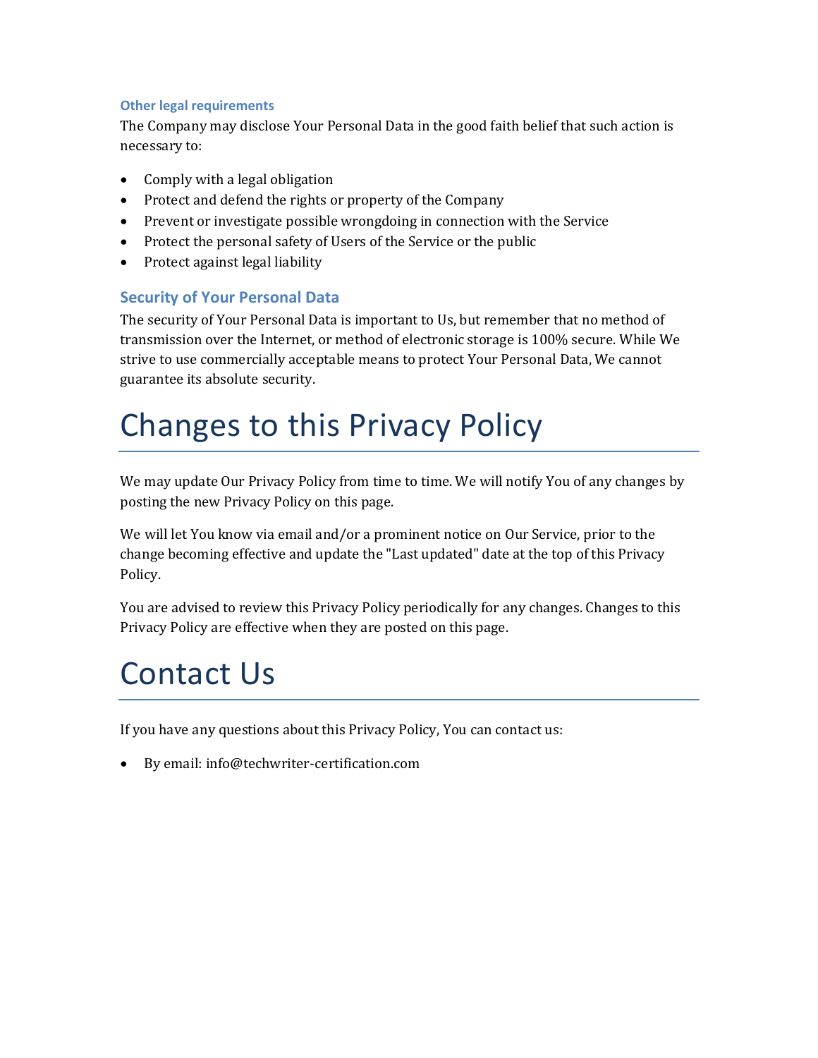### Other legal requirements

The Company may disclose Your Personal Data in the good faith belief that such action is necessary to:

- Comply with a legal obligation
- Protect and defend the rights or property of the Company
- Prevent or investigate possible wrongdoing in connection with the Service
- Protect the personal safety of Users of the Service or the public
- Protect against legal liability

## Security of Your Personal Data

The security of Your Personal Data is important to Us, but remember that no method of transmission over the Internet, or method of electronic storage is 100% secure. While We strive to use commercially acceptable means to protect Your Personal Data, We cannot guarantee its absolute security.

# Changes to this Privacy Policy

We may update Our Privacy Policy from time to time. We will notify You of any changes by posting the new Privacy Policy on this page.

We will let You know via email and/or a prominent notice on Our Service, prior to the change becoming effective and update the "Last updated" date at the top of this Privacy Policy.

You are advised to review this Privacy Policy periodically for any changes. Changes to this Privacy Policy are effective when they are posted on this page.

# Contact Us

If you have any questions about this Privacy Policy, You can contact us:

- By email: info@techwriter-certification.com